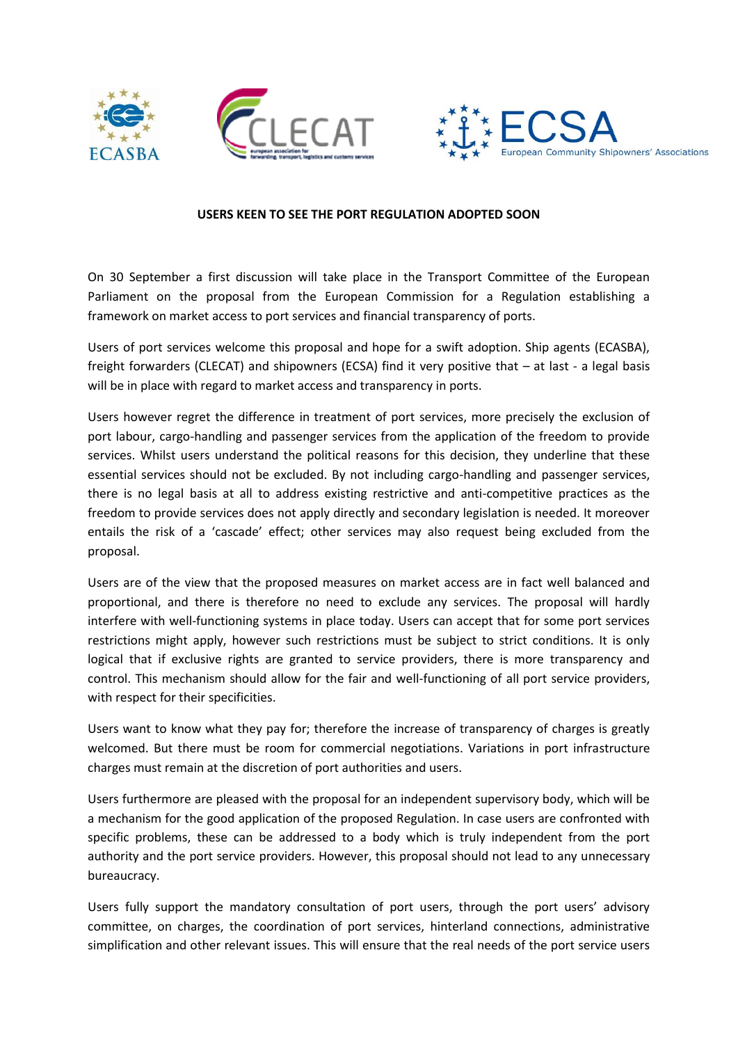**USERS KEEN TO SEE THE PORT REGULATION ADOPTED SOON**

On 30 September a first discussion will take place in the Transport Committee of the European Parliament on the proposal from the European Commission for a Regulation establishing a framework on market access to port services and financial transparency of ports.

Users of port services welcome this proposal and hope for a swift adoption. Ship agents (ECASBA), freight forwarders (CLECAT) and shipowners (ECSA) find it very positive that – at last - a legal basis will be in place with regard to market access and transparency in ports.

Users however regret the difference in treatment of port services, more precisely the exclusion of port labour, cargo-handling and passenger services from the application of the freedom to provide services. Whilst users understand the political reasons for this decision, they underline that these essential services should not be excluded. By not including cargo-handling and passenger services, there is no legal basis at all to address existing restrictive and anti-competitive practices as the freedom to provide services does not apply directly and secondary legislation is needed. It moreover entails the risk of a 'cascade' effect; other services may also request being excluded from the proposal.

Users are of the view that the proposed measures on market access are in fact well balanced and proportional, and there is therefore no need to exclude any services. The proposal will hardly interfere with well-functioning systems in place today. Users can accept that for some port services restrictions might apply, however such restrictions must be subject to strict conditions. It is only logical that if exclusive rights are granted to service providers, there is more transparency and control. This mechanism should allow for the fair and well-functioning of all port service providers, with respect for their specificities.

Users want to know what they pay for; therefore the increase of transparency of charges is greatly welcomed. But there must be room for commercial negotiations. Variations in port infrastructure charges must remain at the discretion of port authorities and users.

Users furthermore are pleased with the proposal for an independent supervisory body, which will be a mechanism for the good application of the proposed Regulation. In case users are confronted with specific problems, these can be addressed to a body which is truly independent from the port authority and the port service providers. However, this proposal should not lead to any unnecessary bureaucracy.

Users fully support the mandatory consultation of port users, through the port users' advisory committee, on charges, the coordination of port services, hinterland connections, administrative simplification and other relevant issues. This will ensure that the real needs of the port service users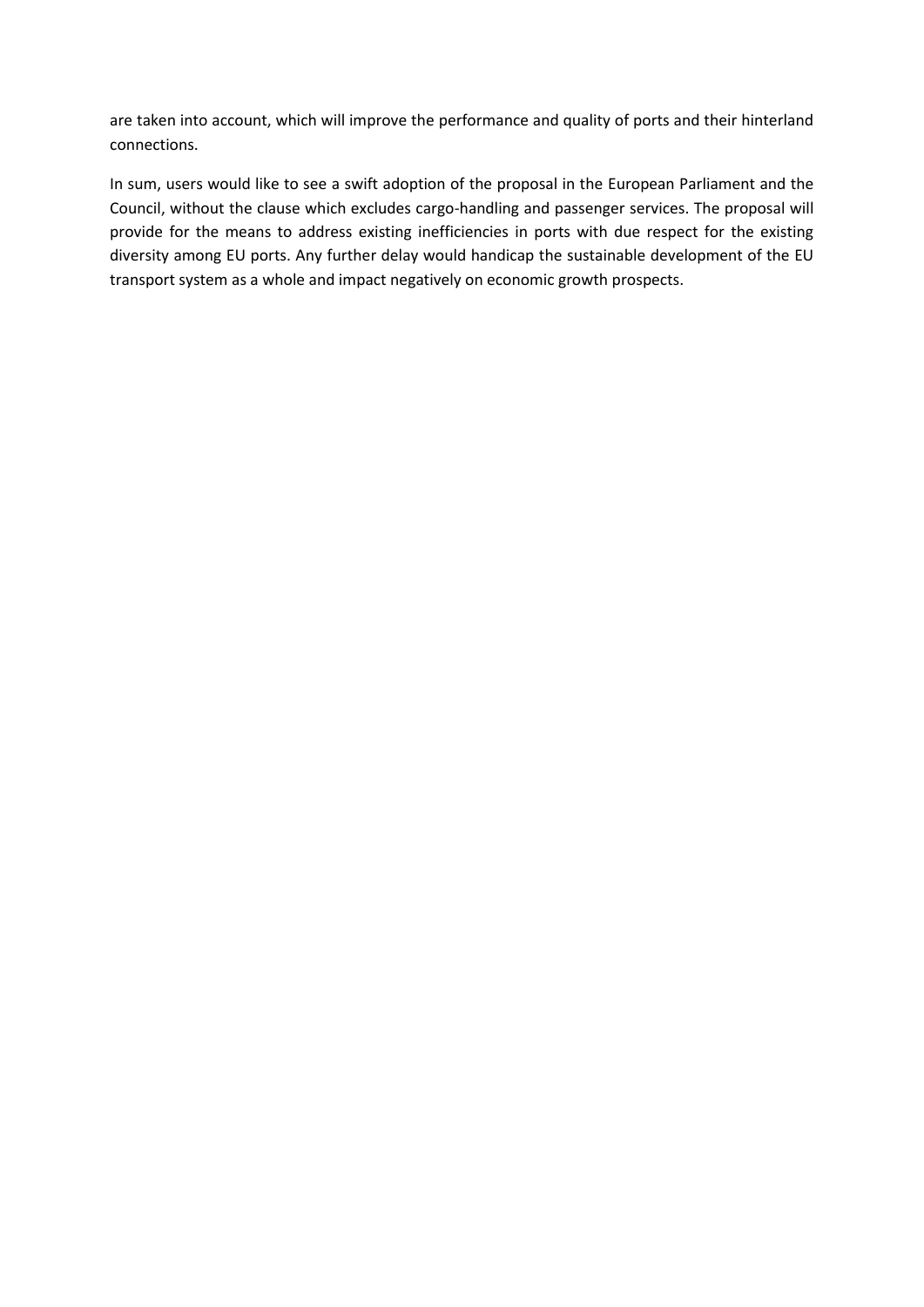are taken into account, which will improve the performance and quality of ports and their hinterland connections.

In sum, users would like to see a swift adoption of the proposal in the European Parliament and the Council, without the clause which excludes cargo-handling and passenger services. The proposal will provide for the means to address existing inefficiencies in ports with due respect for the existing diversity among EU ports. Any further delay would handicap the sustainable development of the EU transport system as a whole and impact negatively on economic growth prospects.